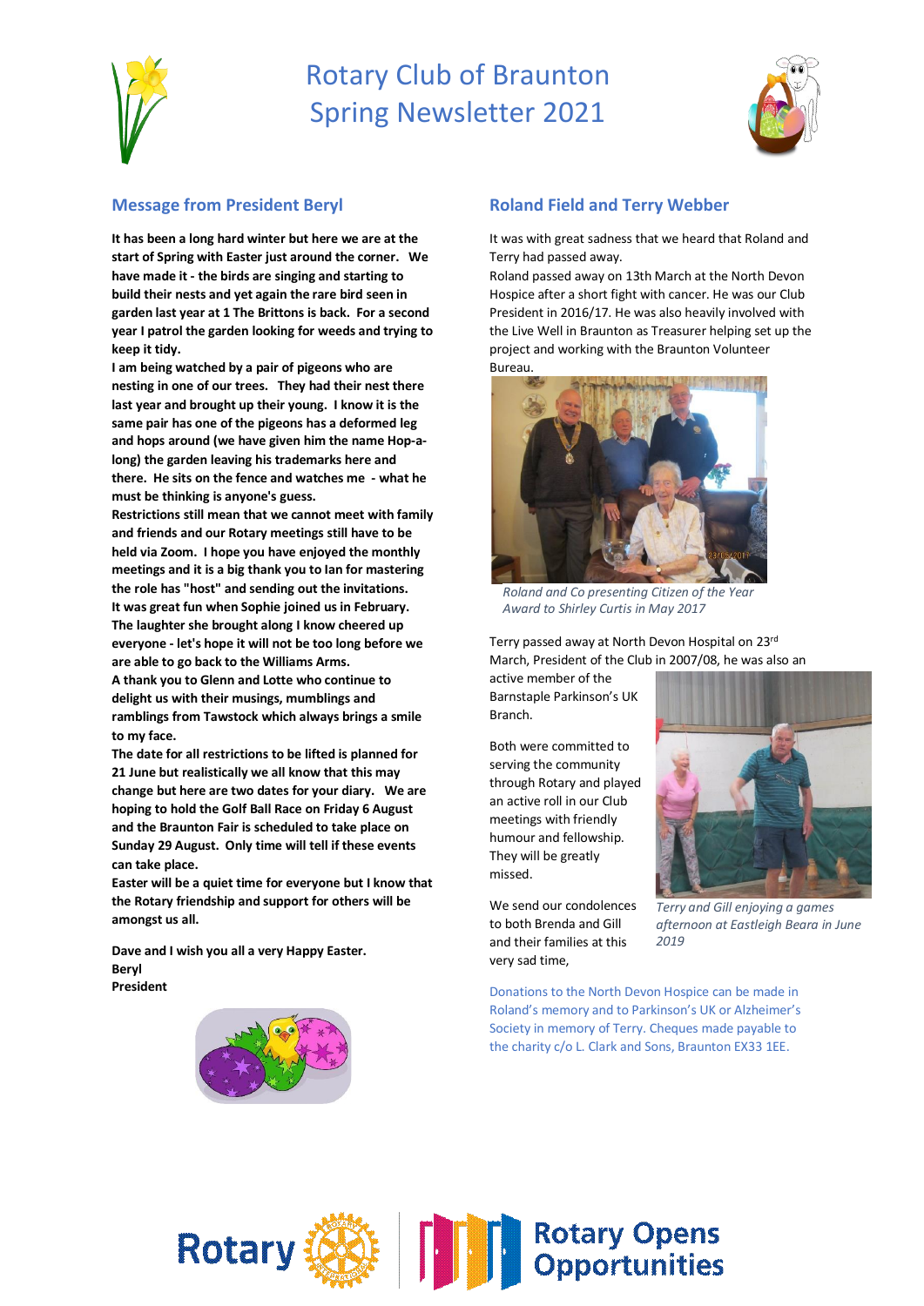# Rotary Club of Braunton
# Spring Newsletter 2021

## Message from President Beryl

**It has been a long hard winter but here we are at the start of Spring with Easter just around the corner. We have made it - the birds are singing and starting to build their nests and yet again the rare bird seen in garden last year at 1 The Brittons is back. For a second year I patrol the garden looking for weeds and trying to keep it tidy.**

**I am being watched by a pair of pigeons who are nesting in one of our trees. They had their nest there last year and brought up their young. I know it is the same pair has one of the pigeons has a deformed leg and hops around (we have given him the name Hop-a-long) the garden leaving his trademarks here and there. He sits on the fence and watches me - what he must be thinking is anyone's guess.**

**Restrictions still mean that we cannot meet with family and friends and our Rotary meetings still have to be held via Zoom. I hope you have enjoyed the monthly meetings and it is a big thank you to Ian for mastering the role has "host" and sending out the invitations.**

**It was great fun when Sophie joined us in February. The laughter she brought along I know cheered up everyone - let's hope it will not be too long before we are able to go back to the Williams Arms.**

**A thank you to Glenn and Lotte who continue to delight us with their musings, mumblings and ramblings from Tawstock which always brings a smile to my face.**

**The date for all restrictions to be lifted is planned for 21 June but realistically we all know that this may change but here are two dates for your diary. We are hoping to hold the Golf Ball Race on Friday 6 August and the Braunton Fair is scheduled to take place on Sunday 29 August. Only time will tell if these events can take place.**

**Easter will be a quiet time for everyone but I know that the Rotary friendship and support for others will be amongst us all.**

**Dave and I wish you all a very Happy Easter.**
**Beryl**
**President**

## Roland Field and Terry Webber

It was with great sadness that we heard that Roland and Terry had passed away.

Roland passed away on 13th March at the North Devon Hospice after a short fight with cancer. He was our Club President in 2016/17. He was also heavily involved with the Live Well in Braunton as Treasurer helping set up the project and working with the Braunton Volunteer Bureau.

*Roland and Co presenting Citizen of the Year Award to Shirley Curtis in May 2017*

Terry passed away at North Devon Hospital on 23rd March, President of the Club in 2007/08, he was also an active member of the Barnstaple Parkinson's UK Branch.

Both were committed to serving the community through Rotary and played an active roll in our Club meetings with friendly humour and fellowship. They will be greatly missed.

*Terry and Gill enjoying a games afternoon at Eastleigh Beara in June 2019*

We send our condolences to both Brenda and Gill and their families at this very sad time,

Donations to the North Devon Hospice can be made in Roland's memory and to Parkinson's UK or Alzheimer's Society in memory of Terry. Cheques made payable to the charity c/o L. Clark and Sons, Braunton EX33 1EE.

Rotary | Rotary Opens Opportunities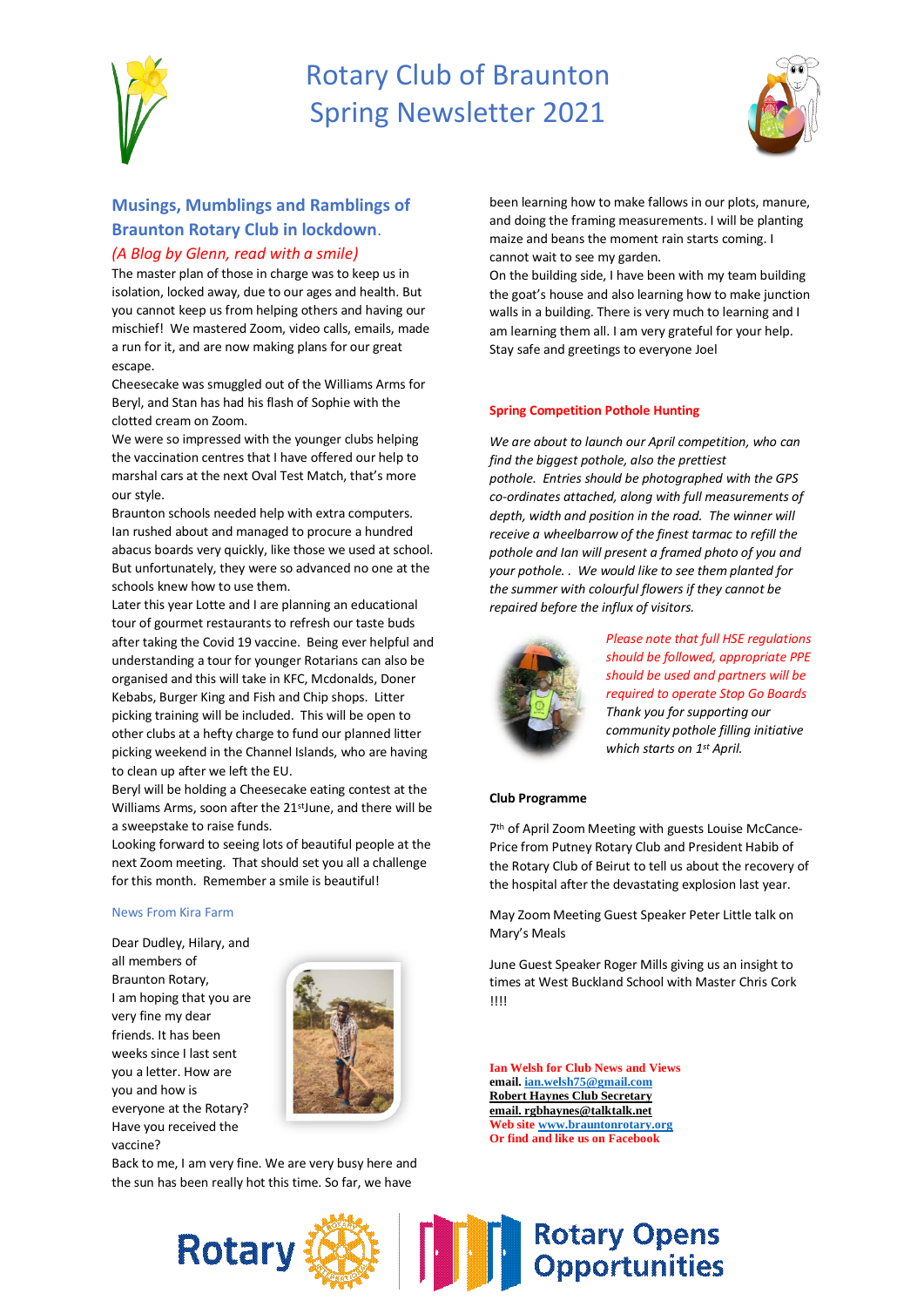# Rotary Club of Braunton Spring Newsletter 2021

## Musings, Mumblings and Ramblings of Braunton Rotary Club in lockdown.

*(A Blog by Glenn, read with a smile)*

The master plan of those in charge was to keep us in isolation, locked away, due to our ages and health. But you cannot keep us from helping others and having our mischief! We mastered Zoom, video calls, emails, made a run for it, and are now making plans for our great escape.

Cheesecake was smuggled out of the Williams Arms for Beryl, and Stan has had his flash of Sophie with the clotted cream on Zoom.

We were so impressed with the younger clubs helping the vaccination centres that I have offered our help to marshal cars at the next Oval Test Match, that's more our style.

Braunton schools needed help with extra computers. Ian rushed about and managed to procure a hundred abacus boards very quickly, like those we used at school. But unfortunately, they were so advanced no one at the schools knew how to use them.

Later this year Lotte and I are planning an educational tour of gourmet restaurants to refresh our taste buds after taking the Covid 19 vaccine. Being ever helpful and understanding a tour for younger Rotarians can also be organised and this will take in KFC, Mcdonalds, Doner Kebabs, Burger King and Fish and Chip shops. Litter picking training will be included. This will be open to other clubs at a hefty charge to fund our planned litter picking weekend in the Channel Islands, who are having to clean up after we left the EU.

Beryl will be holding a Cheesecake eating contest at the Williams Arms, soon after the 21st June, and there will be a sweepstake to raise funds.

Looking forward to seeing lots of beautiful people at the next Zoom meeting. That should set you all a challenge for this month. Remember a smile is beautiful!

### News From Kira Farm

Dear Dudley, Hilary, and all members of Braunton Rotary,

I am hoping that you are very fine my dear friends. It has been weeks since I last sent you a letter. How are you and how is everyone at the Rotary? Have you received the vaccine?

Back to me, I am very fine. We are very busy here and the sun has been really hot this time. So far, we have been learning how to make fallows in our plots, manure, and doing the framing measurements. I will be planting maize and beans the moment rain starts coming. I cannot wait to see my garden.

On the building side, I have been with my team building the goat's house and also learning how to make junction walls in a building. There is very much to learning and I am learning them all. I am very grateful for your help.

Stay safe and greetings to everyone Joel

### Spring Competition Pothole Hunting

*We are about to launch our April competition, who can find the biggest pothole, also the prettiest pothole. Entries should be photographed with the GPS co-ordinates attached, along with full measurements of depth, width and position in the road. The winner will receive a wheelbarrow of the finest tarmac to refill the pothole and Ian will present a framed photo of you and your pothole. . We would like to see them planted for the summer with colourful flowers if they cannot be repaired before the influx of visitors.*

*Please note that full HSE regulations should be followed, appropriate PPE should be used and partners will be required to operate Stop Go Boards*

*Thank you for supporting our community pothole filling initiative which starts on 1st April.*

### Club Programme

7th of April Zoom Meeting with guests Louise McCance-Price from Putney Rotary Club and President Habib of the Rotary Club of Beirut to tell us about the recovery of the hospital after the devastating explosion last year.

May Zoom Meeting Guest Speaker Peter Little talk on Mary's Meals

June Guest Speaker Roger Mills giving us an insight to times at West Buckland School with Master Chris Cork !!!!

**Ian Welsh for Club News and Views**
**email. ian.welsh75@gmail.com**
**Robert Haynes Club Secretary**
**email. rgbhaynes@talktalk.net**
**Web site www.brauntonrotary.org**
**Or find and like us on Facebook**

Rotary | Rotary Opens Opportunities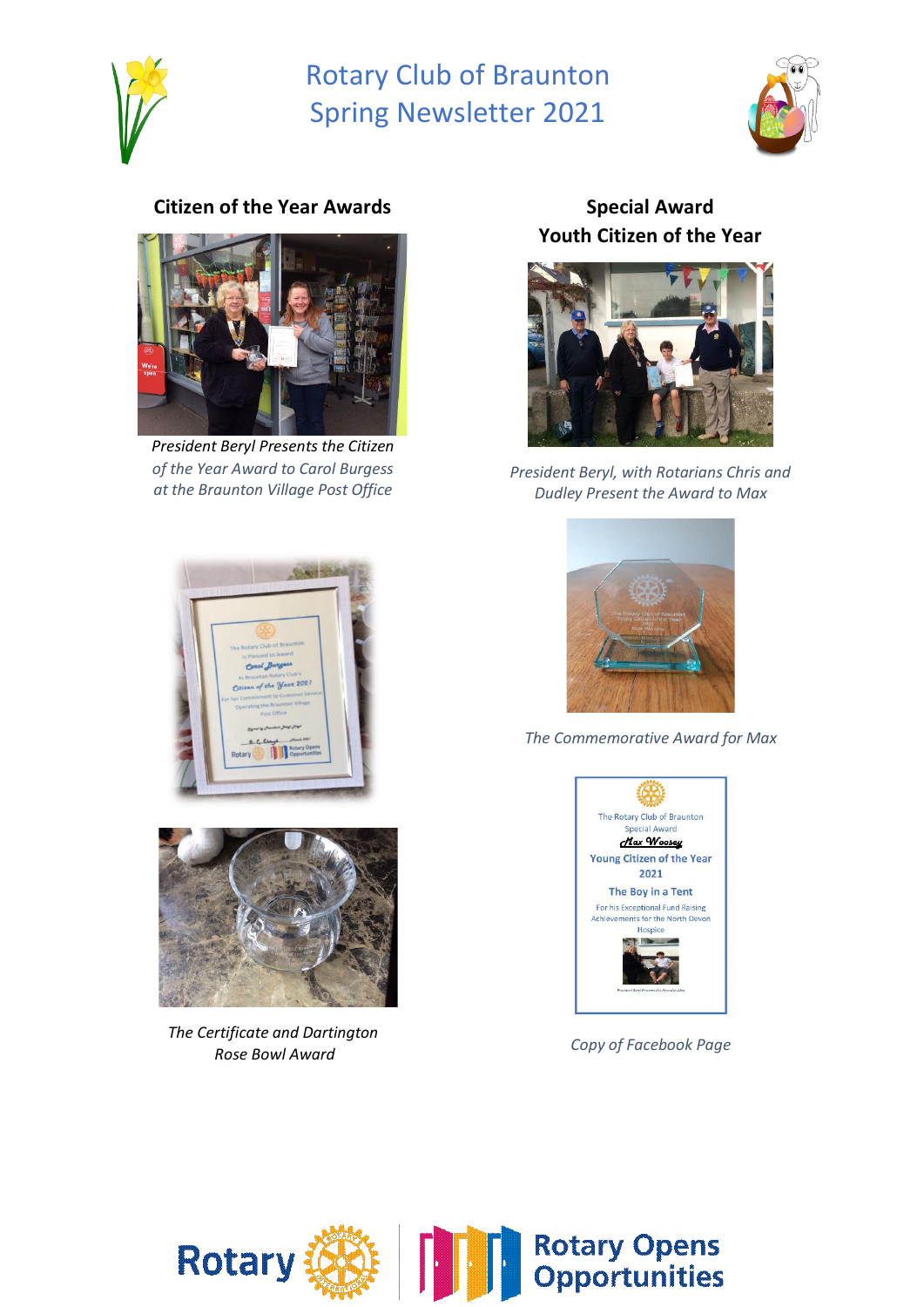# Rotary Club of Braunton
# Spring Newsletter 2021

## Citizen of the Year Awards

*President Beryl Presents the Citizen of the Year Award to Carol Burgess at the Braunton Village Post Office*

*The Certificate and Dartington Rose Bowl Award*

## Special Award
## Youth Citizen of the Year

*President Beryl, with Rotarians Chris and Dudley Present the Award to Max*

*The Commemorative Award for Max*

The Rotary Club of Braunton
Special Award
Max Woosey
Young Citizen of the Year
2021
The Boy in a Tent
For his Exceptional Fund Raising Achievements for the North Devon Hospice

*Copy of Facebook Page*